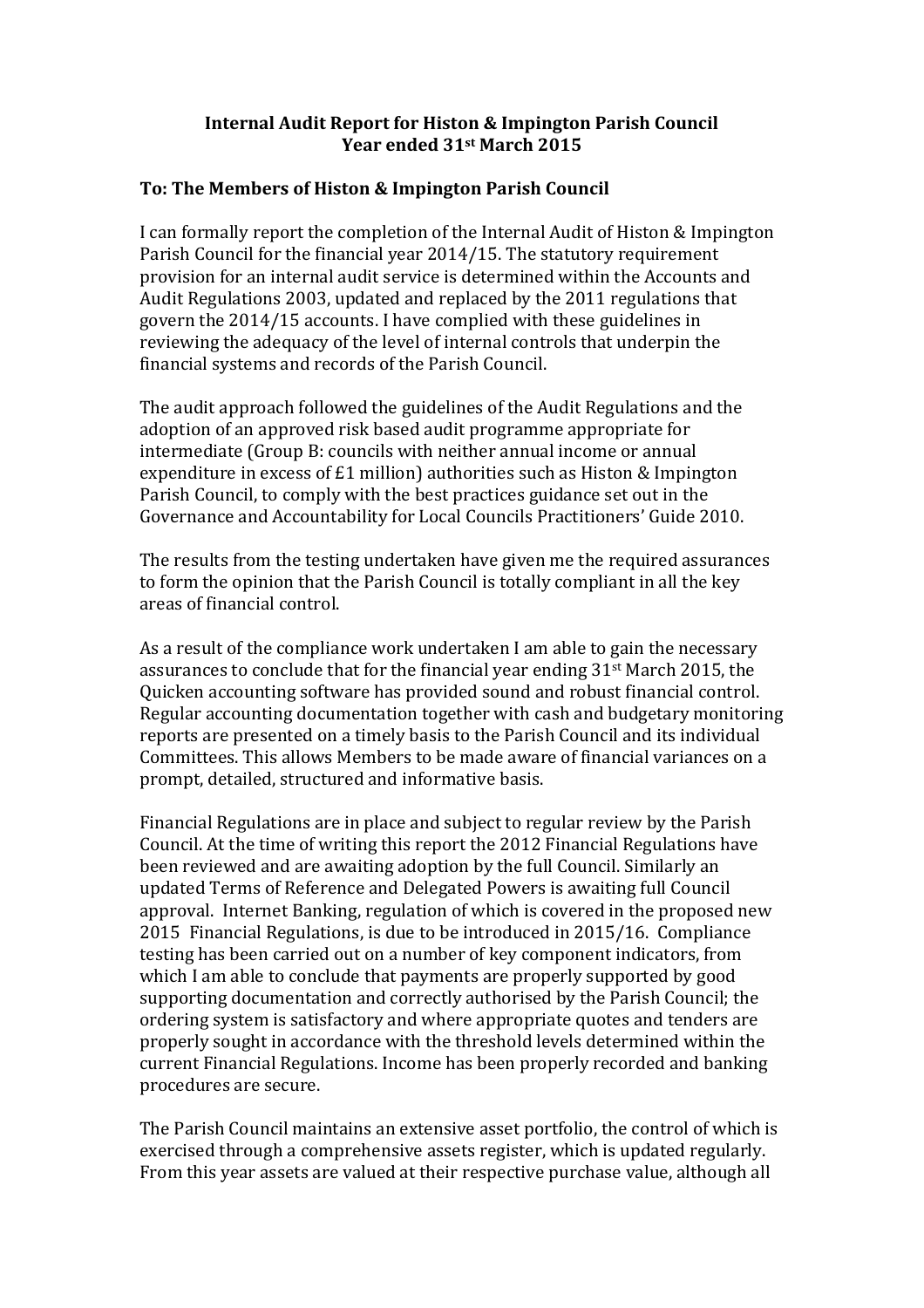**Internal Audit Report for Histon & Impington Parish Council**
**Year ended 31st March 2015**

**To: The Members of Histon & Impington Parish Council**

I can formally report the completion of the Internal Audit of Histon & Impington Parish Council for the financial year 2014/15. The statutory requirement provision for an internal audit service is determined within the Accounts and Audit Regulations 2003, updated and replaced by the 2011 regulations that govern the 2014/15 accounts. I have complied with these guidelines in reviewing the adequacy of the level of internal controls that underpin the financial systems and records of the Parish Council.

The audit approach followed the guidelines of the Audit Regulations and the adoption of an approved risk based audit programme appropriate for intermediate (Group B: councils with neither annual income or annual expenditure in excess of £1 million) authorities such as Histon & Impington Parish Council, to comply with the best practices guidance set out in the Governance and Accountability for Local Councils Practitioners' Guide 2010.

The results from the testing undertaken have given me the required assurances to form the opinion that the Parish Council is totally compliant in all the key areas of financial control.

As a result of the compliance work undertaken I am able to gain the necessary assurances to conclude that for the financial year ending 31st March 2015, the Quicken accounting software has provided sound and robust financial control. Regular accounting documentation together with cash and budgetary monitoring reports are presented on a timely basis to the Parish Council and its individual Committees. This allows Members to be made aware of financial variances on a prompt, detailed, structured and informative basis.

Financial Regulations are in place and subject to regular review by the Parish Council. At the time of writing this report the 2012 Financial Regulations have been reviewed and are awaiting adoption by the full Council. Similarly an updated Terms of Reference and Delegated Powers is awaiting full Council approval. Internet Banking, regulation of which is covered in the proposed new 2015 Financial Regulations, is due to be introduced in 2015/16. Compliance testing has been carried out on a number of key component indicators, from which I am able to conclude that payments are properly supported by good supporting documentation and correctly authorised by the Parish Council; the ordering system is satisfactory and where appropriate quotes and tenders are properly sought in accordance with the threshold levels determined within the current Financial Regulations. Income has been properly recorded and banking procedures are secure.

The Parish Council maintains an extensive asset portfolio, the control of which is exercised through a comprehensive assets register, which is updated regularly. From this year assets are valued at their respective purchase value, although all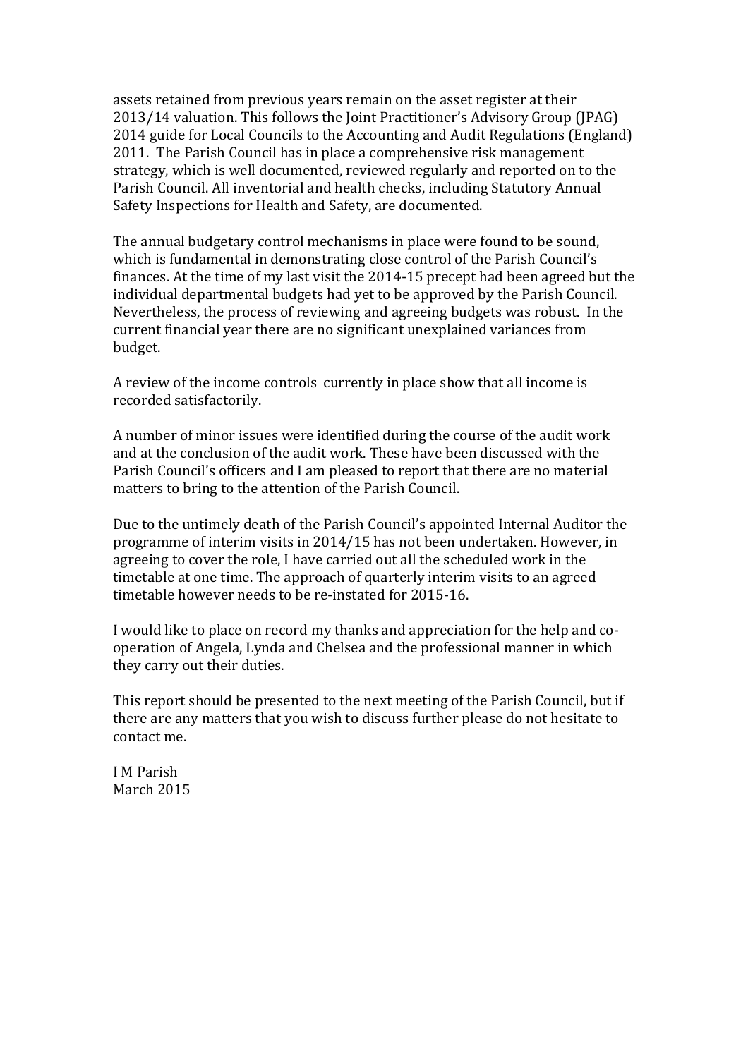assets retained from previous years remain on the asset register at their 2013/14 valuation. This follows the Joint Practitioner's Advisory Group (JPAG) 2014 guide for Local Councils to the Accounting and Audit Regulations (England) 2011. The Parish Council has in place a comprehensive risk management strategy, which is well documented, reviewed regularly and reported on to the Parish Council. All inventorial and health checks, including Statutory Annual Safety Inspections for Health and Safety, are documented.

The annual budgetary control mechanisms in place were found to be sound, which is fundamental in demonstrating close control of the Parish Council's finances. At the time of my last visit the 2014-15 precept had been agreed but the individual departmental budgets had yet to be approved by the Parish Council. Nevertheless, the process of reviewing and agreeing budgets was robust. In the current financial year there are no significant unexplained variances from budget.

A review of the income controls currently in place show that all income is recorded satisfactorily.

A number of minor issues were identified during the course of the audit work and at the conclusion of the audit work. These have been discussed with the Parish Council's officers and I am pleased to report that there are no material matters to bring to the attention of the Parish Council.

Due to the untimely death of the Parish Council's appointed Internal Auditor the programme of interim visits in 2014/15 has not been undertaken. However, in agreeing to cover the role, I have carried out all the scheduled work in the timetable at one time. The approach of quarterly interim visits to an agreed timetable however needs to be re-instated for 2015-16.

I would like to place on record my thanks and appreciation for the help and co-operation of Angela, Lynda and Chelsea and the professional manner in which they carry out their duties.

This report should be presented to the next meeting of the Parish Council, but if there are any matters that you wish to discuss further please do not hesitate to contact me.

I M Parish
March 2015